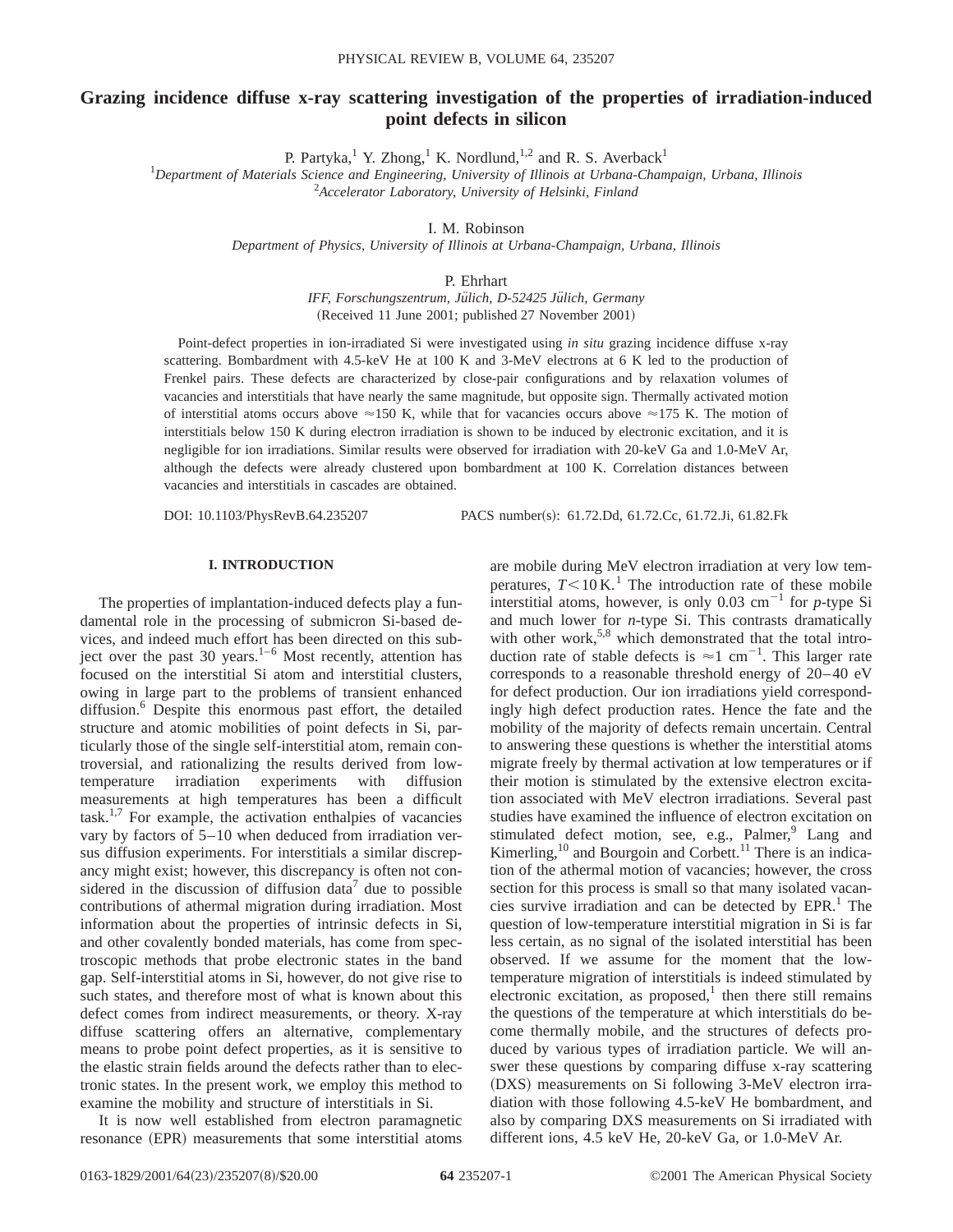# Grazing incidence diffuse x-ray scattering investigation of the properties of irradiation-induced point defects in silicon

P. Partyka,[1] Y. Zhong,[1] K. Nordlund,[1,2] and R. S. Averback[1]

[1]*Department of Materials Science and Engineering, University of Illinois at Urbana-Champaign, Urbana, Illinois*
[2]*Accelerator Laboratory, University of Helsinki, Finland*

I. M. Robinson

*Department of Physics, University of Illinois at Urbana-Champaign, Urbana, Illinois*

P. Ehrhart

*IFF, Forschungszentrum, Jülich, D-52425 Jülich, Germany*
(Received 11 June 2001; published 27 November 2001)

Point-defect properties in ion-irradiated Si were investigated using *in situ* grazing incidence diffuse x-ray scattering. Bombardment with 4.5-keV He at 100 K and 3-MeV electrons at 6 K led to the production of Frenkel pairs. These defects are characterized by close-pair configurations and by relaxation volumes of vacancies and interstitials that have nearly the same magnitude, but opposite sign. Thermally activated motion of interstitial atoms occurs above ≈150 K, while that for vacancies occurs above ≈175 K. The motion of interstitials below 150 K during electron irradiation is shown to be induced by electronic excitation, and it is negligible for ion irradiations. Similar results were observed for irradiation with 20-keV Ga and 1.0-MeV Ar, although the defects were already clustered upon bombardment at 100 K. Correlation distances between vacancies and interstitials in cascades are obtained.

DOI: 10.1103/PhysRevB.64.235207 PACS number(s): 61.72.Dd, 61.72.Cc, 61.72.Ji, 61.82.Fk

## I. INTRODUCTION

The properties of implantation-induced defects play a fundamental role in the processing of submicron Si-based devices, and indeed much effort has been directed on this subject over the past 30 years.[1–6] Most recently, attention has focused on the interstitial Si atom and interstitial clusters, owing in large part to the problems of transient enhanced diffusion.[6] Despite this enormous past effort, the detailed structure and atomic mobilities of point defects in Si, particularly those of the single self-interstitial atom, remain controversial, and rationalizing the results derived from low-temperature irradiation experiments with diffusion measurements at high temperatures has been a difficult task.[1,7] For example, the activation enthalpies of vacancies vary by factors of 5–10 when deduced from irradiation versus diffusion experiments. For interstitials a similar discrepancy might exist; however, this discrepancy is often not considered in the discussion of diffusion data[7] due to possible contributions of athermal migration during irradiation. Most information about the properties of intrinsic defects in Si, and other covalently bonded materials, has come from spectroscopic methods that probe electronic states in the band gap. Self-interstitial atoms in Si, however, do not give rise to such states, and therefore most of what is known about this defect comes from indirect measurements, or theory. X-ray diffuse scattering offers an alternative, complementary means to probe point defect properties, as it is sensitive to the elastic strain fields around the defects rather than to electronic states. In the present work, we employ this method to examine the mobility and structure of interstitials in Si.

It is now well established from electron paramagnetic resonance (EPR) measurements that some interstitial atoms are mobile during MeV electron irradiation at very low temperatures, $T<10\,\mathrm{K}$.[1] The introduction rate of these mobile interstitial atoms, however, is only 0.03 $\mathrm{cm}^{-1}$ for *p*-type Si and much lower for *n*-type Si. This contrasts dramatically with other work,[5,8] which demonstrated that the total introduction rate of stable defects is ≈1 $\mathrm{cm}^{-1}$. This larger rate corresponds to a reasonable threshold energy of 20–40 eV for defect production. Our ion irradiations yield correspondingly high defect production rates. Hence the fate and the mobility of the majority of defects remain uncertain. Central to answering these questions is whether the interstitial atoms migrate freely by thermal activation at low temperatures or if their motion is stimulated by the extensive electron excitation associated with MeV electron irradiations. Several past studies have examined the influence of electron excitation on stimulated defect motion, see, e.g., Palmer,[9] Lang and Kimerling,[10] and Bourgoin and Corbett.[11] There is an indication of the athermal motion of vacancies; however, the cross section for this process is small so that many isolated vacancies survive irradiation and can be detected by EPR.[1] The question of low-temperature interstitial migration in Si is far less certain, as no signal of the isolated interstitial has been observed. If we assume for the moment that the low-temperature migration of interstitials is indeed stimulated by electronic excitation, as proposed,[1] then there still remains the questions of the temperature at which interstitials do become thermally mobile, and the structures of defects produced by various types of irradiation particle. We will answer these questions by comparing diffuse x-ray scattering (DXS) measurements on Si following 3-MeV electron irradiation with those following 4.5-keV He bombardment, and also by comparing DXS measurements on Si irradiated with different ions, 4.5 keV He, 20-keV Ga, or 1.0-MeV Ar.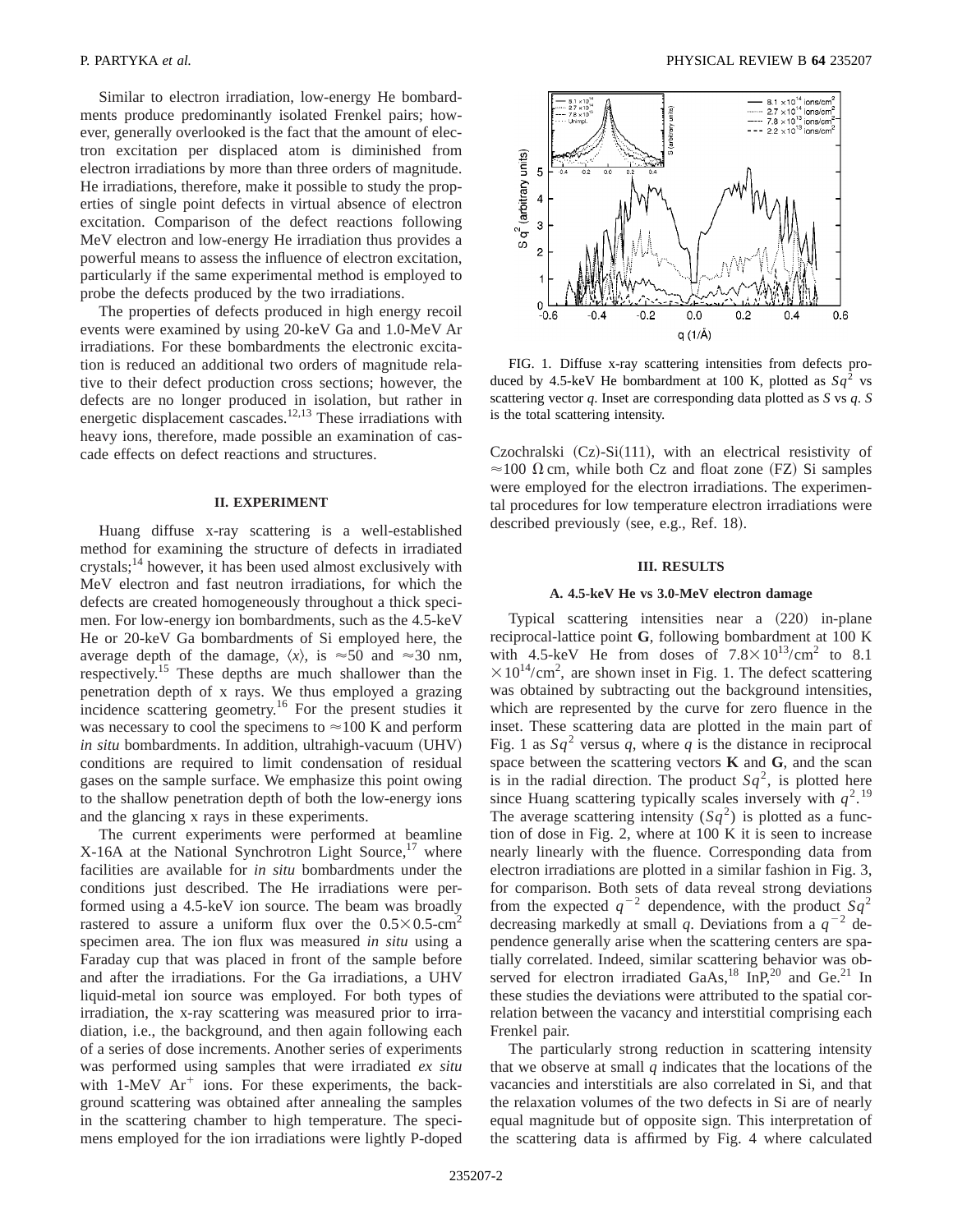Similar to electron irradiation, low-energy He bombardments produce predominantly isolated Frenkel pairs; however, generally overlooked is the fact that the amount of electron excitation per displaced atom is diminished from electron irradiations by more than three orders of magnitude. He irradiations, therefore, make it possible to study the properties of single point defects in virtual absence of electron excitation. Comparison of the defect reactions following MeV electron and low-energy He irradiation thus provides a powerful means to assess the influence of electron excitation, particularly if the same experimental method is employed to probe the defects produced by the two irradiations.

The properties of defects produced in high energy recoil events were examined by using 20-keV Ga and 1.0-MeV Ar irradiations. For these bombardments the electronic excitation is reduced an additional two orders of magnitude relative to their defect production cross sections; however, the defects are no longer produced in isolation, but rather in energetic displacement cascades.[12,13] These irradiations with heavy ions, therefore, made possible an examination of cascade effects on defect reactions and structures.

## II. EXPERIMENT

Huang diffuse x-ray scattering is a well-established method for examining the structure of defects in irradiated crystals;[14] however, it has been used almost exclusively with MeV electron and fast neutron irradiations, for which the defects are created homogeneously throughout a thick specimen. For low-energy ion bombardments, such as the 4.5-keV He or 20-keV Ga bombardments of Si employed here, the average depth of the damage, $\langle x \rangle$, is $\approx 50$ and $\approx 30$ nm, respectively.[15] These depths are much shallower than the penetration depth of x rays. We thus employed a grazing incidence scattering geometry.[16] For the present studies it was necessary to cool the specimens to $\approx 100$ K and perform *in situ* bombardments. In addition, ultrahigh-vacuum (UHV) conditions are required to limit condensation of residual gases on the sample surface. We emphasize this point owing to the shallow penetration depth of both the low-energy ions and the glancing x rays in these experiments.

The current experiments were performed at beamline X-16A at the National Synchrotron Light Source,[17] where facilities are available for *in situ* bombardments under the conditions just described. The He irradiations were performed using a 4.5-keV ion source. The beam was broadly rastered to assure a uniform flux over the $0.5 \times 0.5\text{-cm}^2$ specimen area. The ion flux was measured *in situ* using a Faraday cup that was placed in front of the sample before and after the irradiations. For the Ga irradiations, a UHV liquid-metal ion source was employed. For both types of irradiation, the x-ray scattering was measured prior to irradiation, i.e., the background, and then again following each of a series of dose increments. Another series of experiments was performed using samples that were irradiated *ex situ* with 1-MeV $Ar^+$ ions. For these experiments, the background scattering was obtained after annealing the samples in the scattering chamber to high temperature. The specimens employed for the ion irradiations were lightly P-doped Czochralski (Cz)-Si(111), with an electrical resistivity of $\approx 100\ \Omega\,\text{cm}$, while both Cz and float zone (FZ) Si samples were employed for the electron irradiations. The experimental procedures for low temperature electron irradiations were described previously (see, e.g., Ref. 18).

FIG. 1. Diffuse x-ray scattering intensities from defects produced by 4.5-keV He bombardment at 100 K, plotted as $Sq^2$ vs scattering vector $q$. Inset are corresponding data plotted as $S$ vs $q$. $S$ is the total scattering intensity.

## III. RESULTS

### A. 4.5-keV He vs 3.0-MeV electron damage

Typical scattering intensities near a (220) in-plane reciprocal-lattice point **G**, following bombardment at 100 K with 4.5-keV He from doses of $7.8 \times 10^{13}/\text{cm}^2$ to $8.1 \times 10^{14}/\text{cm}^2$, are shown inset in Fig. 1. The defect scattering was obtained by subtracting out the background intensities, which are represented by the curve for zero fluence in the inset. These scattering data are plotted in the main part of Fig. 1 as $Sq^2$ versus $q$, where $q$ is the distance in reciprocal space between the scattering vectors **K** and **G**, and the scan is in the radial direction. The product $Sq^2$, is plotted here since Huang scattering typically scales inversely with $q^2$.[19] The average scattering intensity $(Sq^2)$ is plotted as a function of dose in Fig. 2, where at 100 K it is seen to increase nearly linearly with the fluence. Corresponding data from electron irradiations are plotted in a similar fashion in Fig. 3, for comparison. Both sets of data reveal strong deviations from the expected $q^{-2}$ dependence, with the product $Sq^2$ decreasing markedly at small $q$. Deviations from a $q^{-2}$ dependence generally arise when the scattering centers are spatially correlated. Indeed, similar scattering behavior was observed for electron irradiated GaAs,[18] InP,[20] and Ge.[21] In these studies the deviations were attributed to the spatial correlation between the vacancy and interstitial comprising each Frenkel pair.

The particularly strong reduction in scattering intensity that we observe at small $q$ indicates that the locations of the vacancies and interstitials are also correlated in Si, and that the relaxation volumes of the two defects in Si are of nearly equal magnitude but of opposite sign. This interpretation of the scattering data is affirmed by Fig. 4 where calculated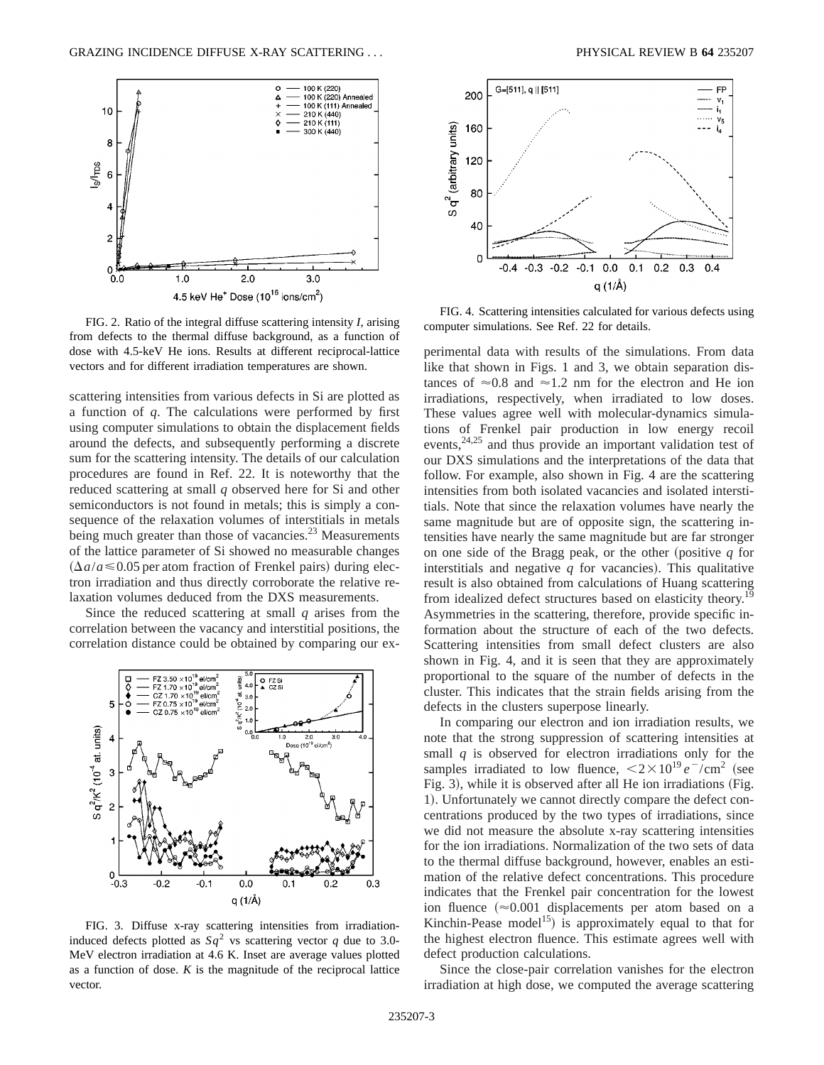FIG. 2. Ratio of the integral diffuse scattering intensity $I_s$ arising from defects to the thermal diffuse background, as a function of dose with 4.5-keV He ions. Results at different reciprocal-lattice vectors and for different irradiation temperatures are shown.

FIG. 4. Scattering intensities calculated for various defects using computer simulations. See Ref. 22 for details.

scattering intensities from various defects in Si are plotted as a function of $q$. The calculations were performed by first using computer simulations to obtain the displacement fields around the defects, and subsequently performing a discrete sum for the scattering intensity. The details of our calculation procedures are found in Ref. 22. It is noteworthy that the reduced scattering at small $q$ observed here for Si and other semiconductors is not found in metals; this is simply a consequence of the relaxation volumes of interstitials in metals being much greater than those of vacancies.[23] Measurements of the lattice parameter of Si showed no measurable changes ($\Delta a/a \leq 0.05$ per atom fraction of Frenkel pairs) during electron irradiation and thus directly corroborate the relative relaxation volumes deduced from the DXS measurements.

Since the reduced scattering at small $q$ arises from the correlation between the vacancy and interstitial positions, the correlation distance could be obtained by comparing our experimental data with results of the simulations. From data like that shown in Figs. 1 and 3, we obtain separation distances of $\approx 0.8$ and $\approx 1.2$ nm for the electron and He ion irradiations, respectively, when irradiated to low doses. These values agree well with molecular-dynamics simulations of Frenkel pair production in low energy recoil events,[24,25] and thus provide an important validation test of our DXS simulations and the interpretations of the data that follow. For example, also shown in Fig. 4 are the scattering intensities from both isolated vacancies and isolated interstitials. Note that since the relaxation volumes have nearly the same magnitude but are of opposite sign, the scattering intensities have nearly the same magnitude but are far stronger on one side of the Bragg peak, or the other (positive $q$ for interstitials and negative $q$ for vacancies). This qualitative result is also obtained from calculations of Huang scattering from idealized defect structures based on elasticity theory.[19] Asymmetries in the scattering, therefore, provide specific information about the structure of each of the two defects. Scattering intensities from small defect clusters are also shown in Fig. 4, and it is seen that they are approximately proportional to the square of the number of defects in the cluster. This indicates that the strain fields arising from the defects in the clusters superpose linearly.

FIG. 3. Diffuse x-ray scattering intensities from irradiation-induced defects plotted as $Sq^2$ vs scattering vector $q$ due to 3.0-MeV electron irradiation at 4.6 K. Inset are average values plotted as a function of dose. $K$ is the magnitude of the reciprocal lattice vector.

In comparing our electron and ion irradiation results, we note that the strong suppression of scattering intensities at small $q$ is observed for electron irradiations only for the samples irradiated to low fluence, $<2\times 10^{19}\, e^-/\mathrm{cm}^2$ (see Fig. 3), while it is observed after all He ion irradiations (Fig. 1). Unfortunately we cannot directly compare the defect concentrations produced by the two types of irradiations, since we did not measure the absolute x-ray scattering intensities for the ion irradiations. Normalization of the two sets of data to the thermal diffuse background, however, enables an estimation of the relative defect concentrations. This procedure indicates that the Frenkel pair concentration for the lowest ion fluence ($\approx 0.001$ displacements per atom based on a Kinchin-Pease model[15]) is approximately equal to that for the highest electron fluence. This estimate agrees well with defect production calculations.

Since the close-pair correlation vanishes for the electron irradiation at high dose, we computed the average scattering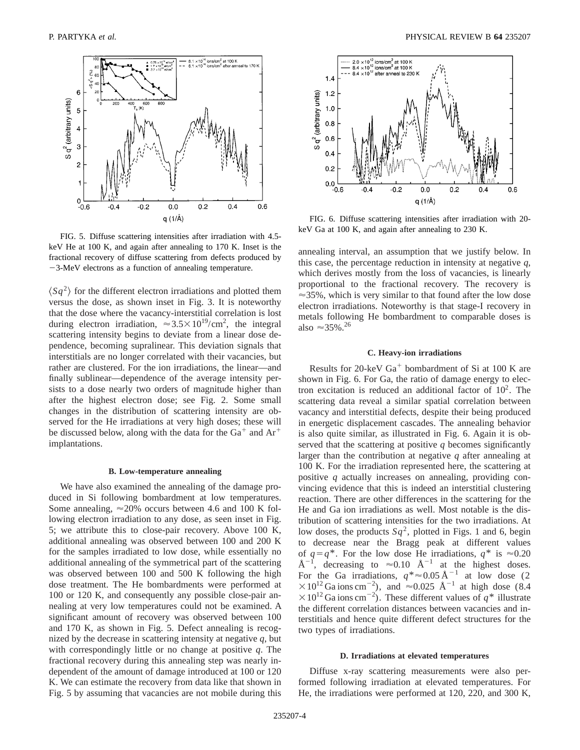FIG. 5. Diffuse scattering intensities after irradiation with 4.5-keV He at 100 K, and again after annealing to 170 K. Inset is the fractional recovery of diffuse scattering from defects produced by −3-MeV electrons as a function of annealing temperature.

FIG. 6. Diffuse scattering intensities after irradiation with 20-keV Ga at 100 K, and again after annealing to 230 K.

$\langle Sq^2 \rangle$ for the different electron irradiations and plotted them versus the dose, as shown inset in Fig. 3. It is noteworthy that the dose where the vacancy-interstitial correlation is lost during electron irradiation, $\approx 3.5\times 10^{19}/\mathrm{cm}^2$, the integral scattering intensity begins to deviate from a linear dose dependence, becoming supralinear. This deviation signals that interstitials are no longer correlated with their vacancies, but rather are clustered. For the ion irradiations, the linear—and finally sublinear—dependence of the average intensity persists to a dose nearly two orders of magnitude higher than after the highest electron dose; see Fig. 2. Some small changes in the distribution of scattering intensity are observed for the He irradiations at very high doses; these will be discussed below, along with the data for the $Ga^+$ and $Ar^+$ implantations.

### B. Low-temperature annealing

We have also examined the annealing of the damage produced in Si following bombardment at low temperatures. Some annealing, $\approx 20\%$ occurs between 4.6 and 100 K following electron irradiation to any dose, as seen inset in Fig. 5; we attribute this to close-pair recovery. Above 100 K, additional annealing was observed between 100 and 200 K for the samples irradiated to low dose, while essentially no additional annealing of the symmetrical part of the scattering was observed between 100 and 500 K following the high dose treatment. The He bombardments were performed at 100 or 120 K, and consequently any possible close-pair annealing at very low temperatures could not be examined. A significant amount of recovery was observed between 100 and 170 K, as shown in Fig. 5. Defect annealing is recognized by the decrease in scattering intensity at negative $q$, but with correspondingly little or no change at positive $q$. The fractional recovery during this annealing step was nearly independent of the amount of damage introduced at 100 or 120 K. We can estimate the recovery from data like that shown in Fig. 5 by assuming that vacancies are not mobile during this annealing interval, an assumption that we justify below. In this case, the percentage reduction in intensity at negative $q$, which derives mostly from the loss of vacancies, is linearly proportional to the fractional recovery. The recovery is $\approx 35\%$, which is very similar to that found after the low dose electron irradiations. Noteworthy is that stage-I recovery in metals following He bombardment to comparable doses is also $\approx 35\%$.[26]

### C. Heavy-ion irradiations

Results for 20-keV $Ga^+$ bombardment of Si at 100 K are shown in Fig. 6. For Ga, the ratio of damage energy to electron excitation is reduced an additional factor of $10^2$. The scattering data reveal a similar spatial correlation between vacancy and interstitial defects, despite their being produced in energetic displacement cascades. The annealing behavior is also quite similar, as illustrated in Fig. 6. Again it is observed that the scattering at positive $q$ becomes significantly larger than the contribution at negative $q$ after annealing at 100 K. For the irradiation represented here, the scattering at positive $q$ actually increases on annealing, providing convincing evidence that this is indeed an interstitial clustering reaction. There are other differences in the scattering for the He and Ga ion irradiations as well. Most notable is the distribution of scattering intensities for the two irradiations. At low doses, the products $Sq^2$, plotted in Figs. 1 and 6, begin to decrease near the Bragg peak at different values of $q=q^*$. For the low dose He irradiations, $q^*$ is $\approx 0.20$ Å$^{-1}$, decreasing to $\approx 0.10$ Å$^{-1}$ at the highest doses. For the Ga irradiations, $q^* \approx 0.05$ Å$^{-1}$ at low dose ($2\times 10^{12}$ Ga ions cm$^{-2}$), and $\approx 0.025$ Å$^{-1}$ at high dose ($8.4\times 10^{12}$ Ga ions cm$^{-2}$). These different values of $q^*$ illustrate the different correlation distances between vacancies and interstitials and hence quite different defect structures for the two types of irradiations.

### D. Irradiations at elevated temperatures

Diffuse x-ray scattering measurements were also performed following irradiation at elevated temperatures. For He, the irradiations were performed at 120, 220, and 300 K,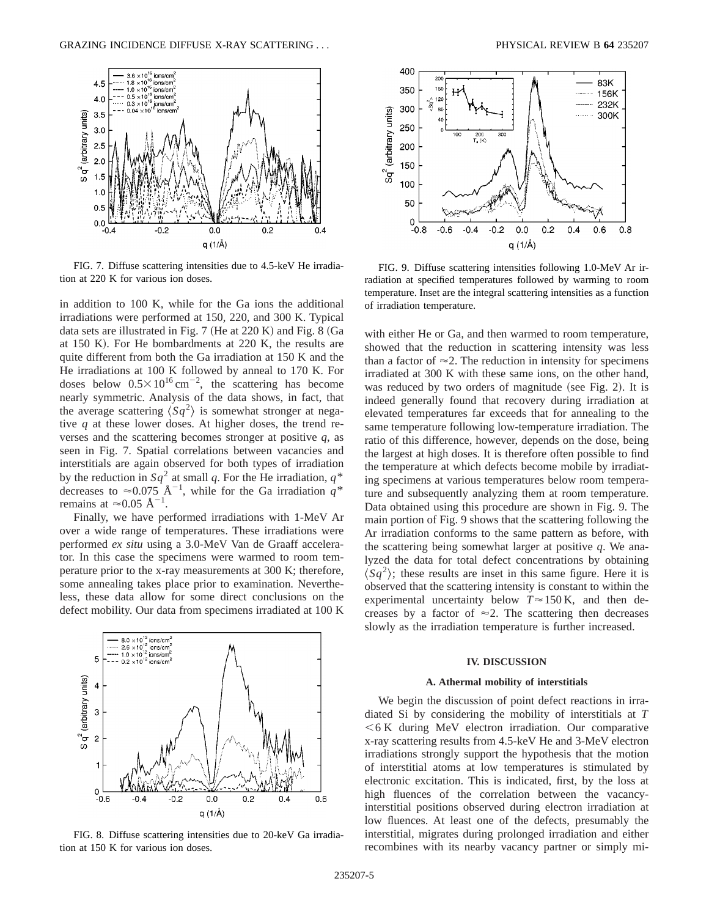FIG. 7. Diffuse scattering intensities due to 4.5-keV He irradiation at 220 K for various ion doses.

FIG. 8. Diffuse scattering intensities due to 20-keV Ga irradiation at 150 K for various ion doses.

in addition to 100 K, while for the Ga ions the additional irradiations were performed at 150, 220, and 300 K. Typical data sets are illustrated in Fig. 7 (He at 220 K) and Fig. 8 (Ga at 150 K). For He bombardments at 220 K, the results are quite different from both the Ga irradiation at 150 K and the He irradiations at 100 K followed by anneal to 170 K. For doses below $0.5\times10^{16}\,\mathrm{cm}^{-2}$, the scattering has become nearly symmetric. Analysis of the data shows, in fact, that the average scattering $\langle Sq^2\rangle$ is somewhat stronger at negative $q$ at these lower doses. At higher doses, the trend reverses and the scattering becomes stronger at positive $q$, as seen in Fig. 7. Spatial correlations between vacancies and interstitials are again observed for both types of irradiation by the reduction in $Sq^2$ at small $q$. For the He irradiation, $q^*$ decreases to $\approx 0.075\ \mathrm{\AA}^{-1}$, while for the Ga irradiation $q^*$ remains at $\approx 0.05\ \mathrm{\AA}^{-1}$.

Finally, we have performed irradiations with 1-MeV Ar over a wide range of temperatures. These irradiations were performed *ex situ* using a 3.0-MeV Van de Graaff accelerator. In this case the specimens were warmed to room temperature prior to the x-ray measurements at 300 K; therefore, some annealing takes place prior to examination. Nevertheless, these data allow for some direct conclusions on the defect mobility. Our data from specimens irradiated at 100 K with either He or Ga, and then warmed to room temperature, showed that the reduction in scattering intensity was less than a factor of $\approx 2$. The reduction in intensity for specimens irradiated at 300 K with these same ions, on the other hand, was reduced by two orders of magnitude (see Fig. 2). It is indeed generally found that recovery during irradiation at elevated temperatures far exceeds that for annealing to the same temperature following low-temperature irradiation. The ratio of this difference, however, depends on the dose, being the largest at high doses. It is therefore often possible to find the temperature at which defects become mobile by irradiating specimens at various temperatures below room temperature and subsequently analyzing them at room temperature. Data obtained using this procedure are shown in Fig. 9. The main portion of Fig. 9 shows that the scattering following the Ar irradiation conforms to the same pattern as before, with the scattering being somewhat larger at positive $q$. We analyzed the data for total defect concentrations by obtaining $\langle Sq^2\rangle$; these results are inset in this same figure. Here it is observed that the scattering intensity is constant to within the experimental uncertainty below $T\approx 150\,\mathrm{K}$, and then decreases by a factor of $\approx 2$. The scattering then decreases slowly as the irradiation temperature is further increased.

FIG. 9. Diffuse scattering intensities following 1.0-MeV Ar irradiation at specified temperatures followed by warming to room temperature. Inset are the integral scattering intensities as a function of irradiation temperature.

## IV. DISCUSSION

### A. Athermal mobility of interstitials

We begin the discussion of point defect reactions in irradiated Si by considering the mobility of interstitials at $T<6\,\mathrm{K}$ during MeV electron irradiation. Our comparative x-ray scattering results from 4.5-keV He and 3-MeV electron irradiations strongly support the hypothesis that the motion of interstitial atoms at low temperatures is stimulated by electronic excitation. This is indicated, first, by the loss at high fluences of the correlation between the vacancy-interstitial positions observed during electron irradiation at low fluences. At least one of the defects, presumably the interstitial, migrates during prolonged irradiation and either recombines with its nearby vacancy partner or simply mi-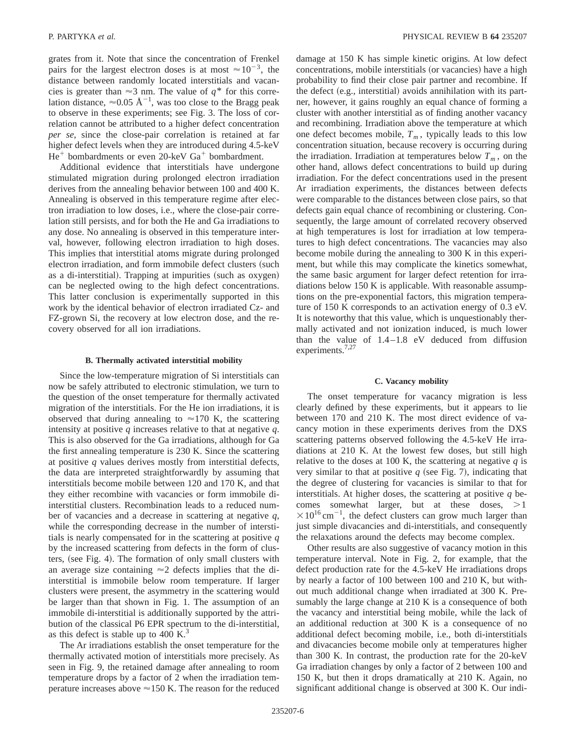grates from it. Note that since the concentration of Frenkel pairs for the largest electron doses is at most $\approx 10^{-3}$, the distance between randomly located interstitials and vacancies is greater than $\approx 3$ nm. The value of $q^*$ for this correlation distance, $\approx 0.05$ Å$^{-1}$, was too close to the Bragg peak to observe in these experiments; see Fig. 3. The loss of correlation cannot be attributed to a higher defect concentration *per se*, since the close-pair correlation is retained at far higher defect levels when they are introduced during 4.5-keV $He^+$ bombardments or even 20-keV $Ga^+$ bombardment.

Additional evidence that interstitials have undergone stimulated migration during prolonged electron irradiation derives from the annealing behavior between 100 and 400 K. Annealing is observed in this temperature regime after electron irradiation to low doses, i.e., where the close-pair correlation still persists, and for both the He and Ga irradiations to any dose. No annealing is observed in this temperature interval, however, following electron irradiation to high doses. This implies that interstitial atoms migrate during prolonged electron irradiation, and form immobile defect clusters (such as a di-interstitial). Trapping at impurities (such as oxygen) can be neglected owing to the high defect concentrations. This latter conclusion is experimentally supported in this work by the identical behavior of electron irradiated Cz- and FZ-grown Si, the recovery at low electron dose, and the recovery observed for all ion irradiations.

### B. Thermally activated interstitial mobility

Since the low-temperature migration of Si interstitials can now be safely attributed to electronic stimulation, we turn to the question of the onset temperature for thermally activated migration of the interstitials. For the He ion irradiations, it is observed that during annealing to $\approx 170$ K, the scattering intensity at positive $q$ increases relative to that at negative $q$. This is also observed for the Ga irradiations, although for Ga the first annealing temperature is 230 K. Since the scattering at positive $q$ values derives mostly from interstitial defects, the data are interpreted straightforwardly by assuming that interstitials become mobile between 120 and 170 K, and that they either recombine with vacancies or form immobile di-interstitial clusters. Recombination leads to a reduced number of vacancies and a decrease in scattering at negative $q$, while the corresponding decrease in the number of interstitials is nearly compensated for in the scattering at positive $q$ by the increased scattering from defects in the form of clusters, (see Fig. 4). The formation of only small clusters with an average size containing $\approx 2$ defects implies that the di-interstitial is immobile below room temperature. If larger clusters were present, the asymmetry in the scattering would be larger than that shown in Fig. 1. The assumption of an immobile di-interstitial is additionally supported by the attribution of the classical P6 EPR spectrum to the di-interstitial, as this defect is stable up to 400 K.[3]

The Ar irradiations establish the onset temperature for the thermally activated motion of interstitials more precisely. As seen in Fig. 9, the retained damage after annealing to room temperature drops by a factor of 2 when the irradiation temperature increases above $\approx 150$ K. The reason for the reduced damage at 150 K has simple kinetic origins. At low defect concentrations, mobile interstitials (or vacancies) have a high probability to find their close pair partner and recombine. If the defect (e.g., interstitial) avoids annihilation with its partner, however, it gains roughly an equal chance of forming a cluster with another interstitial as of finding another vacancy and recombining. Irradiation above the temperature at which one defect becomes mobile, $T_m$, typically leads to this low concentration situation, because recovery is occurring during the irradiation. Irradiation at temperatures below $T_m$, on the other hand, allows defect concentrations to build up during irradiation. For the defect concentrations used in the present Ar irradiation experiments, the distances between defects were comparable to the distances between close pairs, so that defects gain equal chance of recombining or clustering. Consequently, the large amount of correlated recovery observed at high temperatures is lost for irradiation at low temperatures to high defect concentrations. The vacancies may also become mobile during the annealing to 300 K in this experiment, but while this may complicate the kinetics somewhat, the same basic argument for larger defect retention for irradiations below 150 K is applicable. With reasonable assumptions on the pre-exponential factors, this migration temperature of 150 K corresponds to an activation energy of 0.3 eV. It is noteworthy that this value, which is unquestionably thermally activated and not ionization induced, is much lower than the value of 1.4–1.8 eV deduced from diffusion experiments.[7,27]

### C. Vacancy mobility

The onset temperature for vacancy migration is less clearly defined by these experiments, but it appears to lie between 170 and 210 K. The most direct evidence of vacancy motion in these experiments derives from the DXS scattering patterns observed following the 4.5-keV He irradiations at 210 K. At the lowest few doses, but still high relative to the doses at 100 K, the scattering at negative $q$ is very similar to that at positive $q$ (see Fig. 7), indicating that the degree of clustering for vacancies is similar to that for interstitials. At higher doses, the scattering at positive $q$ becomes somewhat larger, but at these doses, $>1 \times 10^{16}\,\text{cm}^{-1}$, the defect clusters can grow much larger than just simple divacancies and di-interstitials, and consequently the relaxations around the defects may become complex.

Other results are also suggestive of vacancy motion in this temperature interval. Note in Fig. 2, for example, that the defect production rate for the 4.5-keV He irradiations drops by nearly a factor of 100 between 100 and 210 K, but without much additional change when irradiated at 300 K. Presumably the large change at 210 K is a consequence of both the vacancy and interstitial being mobile, while the lack of an additional reduction at 300 K is a consequence of no additional defect becoming mobile, i.e., both di-interstitials and divacancies become mobile only at temperatures higher than 300 K. In contrast, the production rate for the 20-keV Ga irradiation changes by only a factor of 2 between 100 and 150 K, but then it drops dramatically at 210 K. Again, no significant additional change is observed at 300 K. Our indi-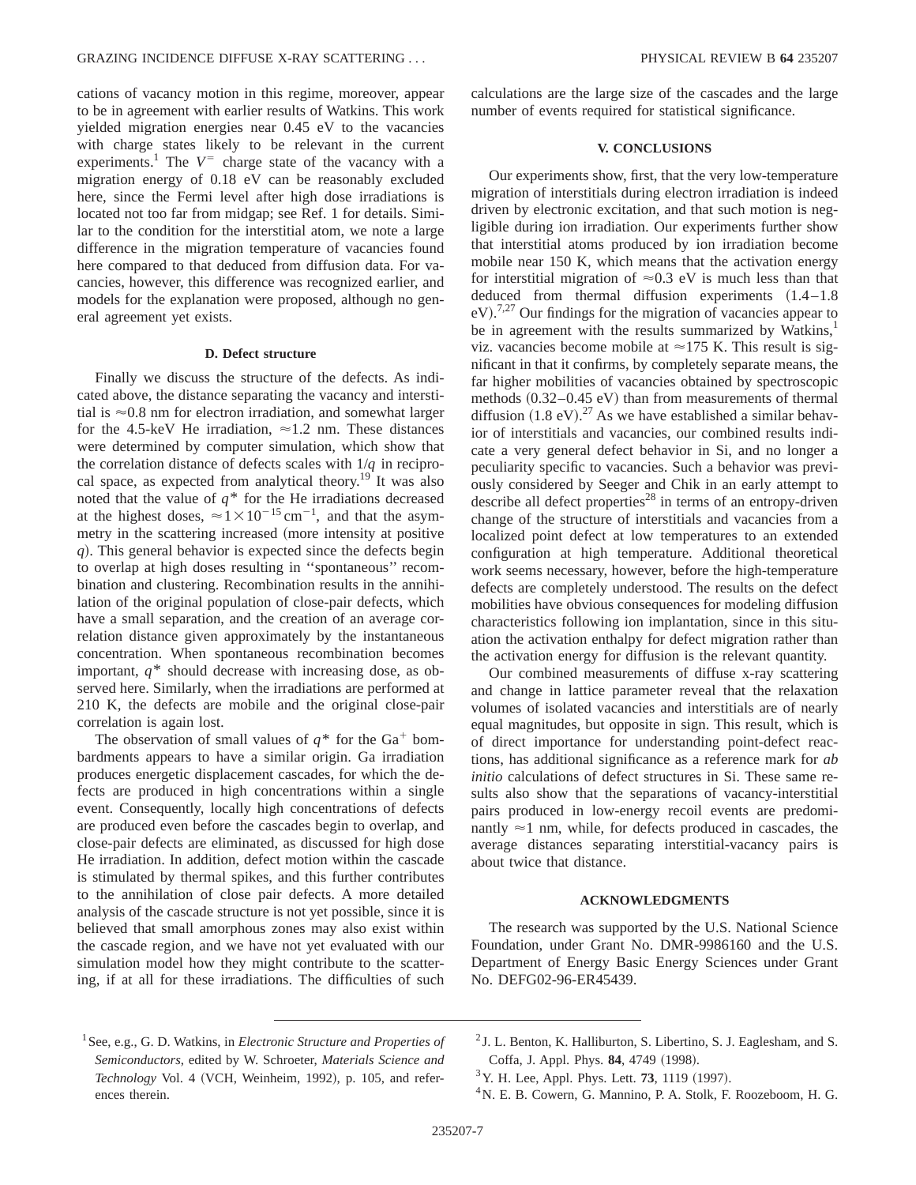cations of vacancy motion in this regime, moreover, appear to be in agreement with earlier results of Watkins. This work yielded migration energies near 0.45 eV to the vacancies with charge states likely to be relevant in the current experiments.[1] The $V^{=}$ charge state of the vacancy with a migration energy of 0.18 eV can be reasonably excluded here, since the Fermi level after high dose irradiations is located not too far from midgap; see Ref. 1 for details. Similar to the condition for the interstitial atom, we note a large difference in the migration temperature of vacancies found here compared to that deduced from diffusion data. For vacancies, however, this difference was recognized earlier, and models for the explanation were proposed, although no general agreement yet exists.

### D. Defect structure

Finally we discuss the structure of the defects. As indicated above, the distance separating the vacancy and interstitial is $\approx 0.8$ nm for electron irradiation, and somewhat larger for the 4.5-keV He irradiation, $\approx 1.2$ nm. These distances were determined by computer simulation, which show that the correlation distance of defects scales with $1/q$ in reciprocal space, as expected from analytical theory.[19] It was also noted that the value of $q^*$ for the He irradiations decreased at the highest doses, $\approx 1 \times 10^{-15}\,\mathrm{cm}^{-1}$, and that the asymmetry in the scattering increased (more intensity at positive $q$). This general behavior is expected since the defects begin to overlap at high doses resulting in "spontaneous" recombination and clustering. Recombination results in the annihilation of the original population of close-pair defects, which have a small separation, and the creation of an average correlation distance given approximately by the instantaneous concentration. When spontaneous recombination becomes important, $q^*$ should decrease with increasing dose, as observed here. Similarly, when the irradiations are performed at 210 K, the defects are mobile and the original close-pair correlation is again lost.

The observation of small values of $q^*$ for the $Ga^+$ bombardments appears to have a similar origin. Ga irradiation produces energetic displacement cascades, for which the defects are produced in high concentrations within a single event. Consequently, locally high concentrations of defects are produced even before the cascades begin to overlap, and close-pair defects are eliminated, as discussed for high dose He irradiation. In addition, defect motion within the cascade is stimulated by thermal spikes, and this further contributes to the annihilation of close pair defects. A more detailed analysis of the cascade structure is not yet possible, since it is believed that small amorphous zones may also exist within the cascade region, and we have not yet evaluated with our simulation model how they might contribute to the scattering, if at all for these irradiations. The difficulties of such calculations are the large size of the cascades and the large number of events required for statistical significance.

## V. CONCLUSIONS

Our experiments show, first, that the very low-temperature migration of interstitials during electron irradiation is indeed driven by electronic excitation, and that such motion is negligible during ion irradiation. Our experiments further show that interstitial atoms produced by ion irradiation become mobile near 150 K, which means that the activation energy for interstitial migration of $\approx 0.3$ eV is much less than that deduced from thermal diffusion experiments (1.4–1.8 eV).[7,27] Our findings for the migration of vacancies appear to be in agreement with the results summarized by Watkins,[1] viz. vacancies become mobile at $\approx 175$ K. This result is significant in that it confirms, by completely separate means, the far higher mobilities of vacancies obtained by spectroscopic methods (0.32–0.45 eV) than from measurements of thermal diffusion (1.8 eV).[27] As we have established a similar behavior of interstitials and vacancies, our combined results indicate a very general defect behavior in Si, and no longer a peculiarity specific to vacancies. Such a behavior was previously considered by Seeger and Chik in an early attempt to describe all defect properties[28] in terms of an entropy-driven change of the structure of interstitials and vacancies from a localized point defect at low temperatures to an extended configuration at high temperature. Additional theoretical work seems necessary, however, before the high-temperature defects are completely understood. The results on the defect mobilities have obvious consequences for modeling diffusion characteristics following ion implantation, since in this situation the activation enthalpy for defect migration rather than the activation energy for diffusion is the relevant quantity.

Our combined measurements of diffuse x-ray scattering and change in lattice parameter reveal that the relaxation volumes of isolated vacancies and interstitials are of nearly equal magnitudes, but opposite in sign. This result, which is of direct importance for understanding point-defect reactions, has additional significance as a reference mark for *ab initio* calculations of defect structures in Si. These same results also show that the separations of vacancy-interstitial pairs produced in low-energy recoil events are predominantly $\approx 1$ nm, while, for defects produced in cascades, the average distances separating interstitial-vacancy pairs is about twice that distance.

## ACKNOWLEDGMENTS

The research was supported by the U.S. National Science Foundation, under Grant No. DMR-9986160 and the U.S. Department of Energy Basic Energy Sciences under Grant No. DEFG02-96-ER45439.

---

[1] See, e.g., G. D. Watkins, in *Electronic Structure and Properties of Semiconductors*, edited by W. Schroeter, *Materials Science and Technology* Vol. 4 (VCH, Weinheim, 1992), p. 105, and references therein.

[2] J. L. Benton, K. Halliburton, S. Libertino, S. J. Eaglesham, and S. Coffa, J. Appl. Phys. **84**, 4749 (1998).

[3] Y. H. Lee, Appl. Phys. Lett. **73**, 1119 (1997).

[4] N. E. B. Cowern, G. Mannino, P. A. Stolk, F. Roozeboom, H. G.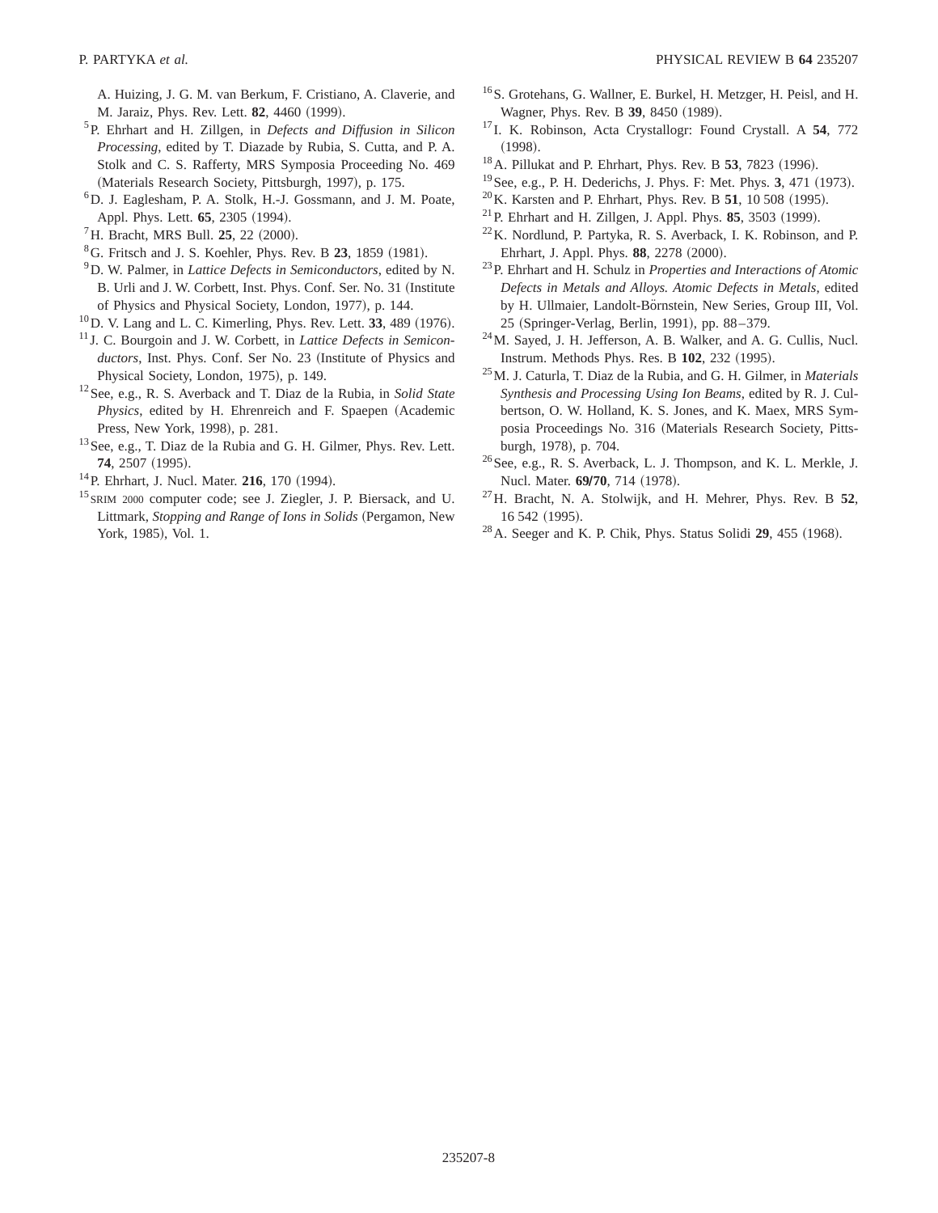A. Huizing, J. G. M. van Berkum, F. Cristiano, A. Claverie, and M. Jaraiz, Phys. Rev. Lett. **82**, 4460 (1999).

[5] P. Ehrhart and H. Zillgen, in *Defects and Diffusion in Silicon Processing*, edited by T. Diazade by Rubia, S. Cutta, and P. A. Stolk and C. S. Rafferty, MRS Symposia Proceeding No. 469 (Materials Research Society, Pittsburgh, 1997), p. 175.

[6] D. J. Eaglesham, P. A. Stolk, H.-J. Gossmann, and J. M. Poate, Appl. Phys. Lett. **65**, 2305 (1994).

[7] H. Bracht, MRS Bull. **25**, 22 (2000).

[8] G. Fritsch and J. S. Koehler, Phys. Rev. B **23**, 1859 (1981).

[9] D. W. Palmer, in *Lattice Defects in Semiconductors*, edited by N. B. Urli and J. W. Corbett, Inst. Phys. Conf. Ser. No. 31 (Institute of Physics and Physical Society, London, 1977), p. 144.

[10] D. V. Lang and L. C. Kimerling, Phys. Rev. Lett. **33**, 489 (1976).

[11] J. C. Bourgoin and J. W. Corbett, in *Lattice Defects in Semiconductors*, Inst. Phys. Conf. Ser No. 23 (Institute of Physics and Physical Society, London, 1975), p. 149.

[12] See, e.g., R. S. Averback and T. Diaz de la Rubia, in *Solid State Physics*, edited by H. Ehrenreich and F. Spaepen (Academic Press, New York, 1998), p. 281.

[13] See, e.g., T. Diaz de la Rubia and G. H. Gilmer, Phys. Rev. Lett. **74**, 2507 (1995).

[14] P. Ehrhart, J. Nucl. Mater. **216**, 170 (1994).

[15] SRIM 2000 computer code; see J. Ziegler, J. P. Biersack, and U. Littmark, *Stopping and Range of Ions in Solids* (Pergamon, New York, 1985), Vol. 1.

[16] S. Grotehans, G. Wallner, E. Burkel, H. Metzger, H. Peisl, and H. Wagner, Phys. Rev. B **39**, 8450 (1989).

[17] I. K. Robinson, Acta Crystallogr: Found Crystall. A **54**, 772 (1998).

[18] A. Pillukat and P. Ehrhart, Phys. Rev. B **53**, 7823 (1996).

[19] See, e.g., P. H. Dederichs, J. Phys. F: Met. Phys. **3**, 471 (1973).

[20] K. Karsten and P. Ehrhart, Phys. Rev. B **51**, 10 508 (1995).

[21] P. Ehrhart and H. Zillgen, J. Appl. Phys. **85**, 3503 (1999).

[22] K. Nordlund, P. Partyka, R. S. Averback, I. K. Robinson, and P. Ehrhart, J. Appl. Phys. **88**, 2278 (2000).

[23] P. Ehrhart and H. Schulz in *Properties and Interactions of Atomic Defects in Metals and Alloys. Atomic Defects in Metals*, edited by H. Ullmaier, Landolt-Börnstein, New Series, Group III, Vol. 25 (Springer-Verlag, Berlin, 1991), pp. 88–379.

[24] M. Sayed, J. H. Jefferson, A. B. Walker, and A. G. Cullis, Nucl. Instrum. Methods Phys. Res. B **102**, 232 (1995).

[25] M. J. Caturla, T. Diaz de la Rubia, and G. H. Gilmer, in *Materials Synthesis and Processing Using Ion Beams*, edited by R. J. Culbertson, O. W. Holland, K. S. Jones, and K. Maex, MRS Symposia Proceedings No. 316 (Materials Research Society, Pittsburgh, 1978), p. 704.

[26] See, e.g., R. S. Averback, L. J. Thompson, and K. L. Merkle, J. Nucl. Mater. **69/70**, 714 (1978).

[27] H. Bracht, N. A. Stolwijk, and H. Mehrer, Phys. Rev. B **52**, 16 542 (1995).

[28] A. Seeger and K. P. Chik, Phys. Status Solidi **29**, 455 (1968).